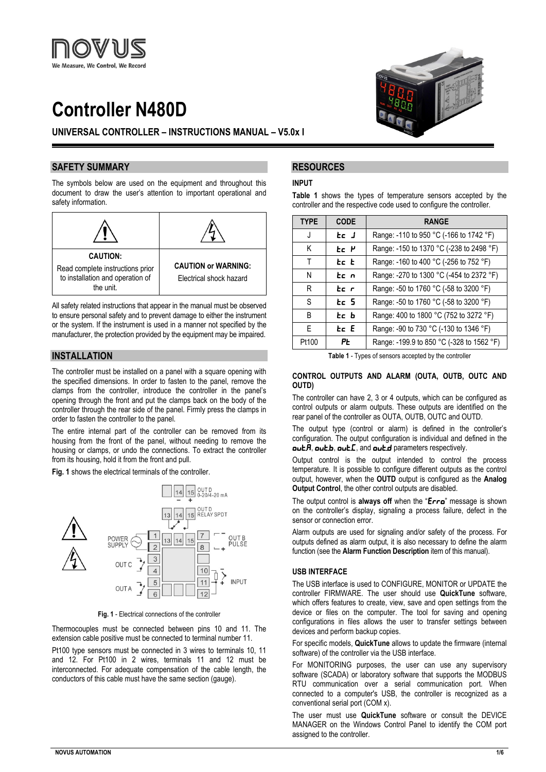# Controller N480D

**UNIVERSAL CONTROLLER – INSTRUCTIONS MANUAL – V5.0x I**

## SAFETY SUMMARY

The symbols below are used on the equipment and throughout this document to draw the user's attention to important operational and safety information.

| | |
|---|---|
| **CAUTION:** Read complete instructions prior to installation and operation of the unit. | **CAUTION or WARNING:** Electrical shock hazard |

All safety related instructions that appear in the manual must be observed to ensure personal safety and to prevent damage to either the instrument or the system. If the instrument is used in a manner not specified by the manufacturer, the protection provided by the equipment may be impaired.

## INSTALLATION

The controller must be installed on a panel with a square opening with the specified dimensions. In order to fasten to the panel, remove the clamps from the controller, introduce the controller in the panel's opening through the front and put the clamps back on the body of the controller through the rear side of the panel. Firmly press the clamps in order to fasten the controller to the panel.

The entire internal part of the controller can be removed from its housing from the front of the panel, without needing to remove the housing or clamps, or undo the connections. To extract the controller from its housing, hold it from the front and pull.

**Fig. 1** shows the electrical terminals of the controller.

**Fig. 1** - Electrical connections of the controller

Thermocouples must be connected between pins 10 and 11. The extension cable positive must be connected to terminal number 11.

Pt100 type sensors must be connected in 3 wires to terminals 10, 11 and 12. For Pt100 in 2 wires, terminals 11 and 12 must be interconnected. For adequate compensation of the cable length, the conductors of this cable must have the same section (gauge).

## RESOURCES

### INPUT

**Table 1** shows the types of temperature sensors accepted by the controller and the respective code used to configure the controller.

| TYPE | CODE | RANGE |
|---|---|---|
| J | tc J | Range: -110 to 950 °C (-166 to 1742 °F) |
| K | tc K | Range: -150 to 1370 °C (-238 to 2498 °F) |
| T | tc t | Range: -160 to 400 °C (-256 to 752 °F) |
| N | tc n | Range: -270 to 1300 °C (-454 to 2372 °F) |
| R | tc r | Range: -50 to 1760 °C (-58 to 3200 °F) |
| S | tc S | Range: -50 to 1760 °C (-58 to 3200 °F) |
| B | tc b | Range: 400 to 1800 °C (752 to 3272 °F) |
| E | tc E | Range: -90 to 730 °C (-130 to 1346 °F) |
| Pt100 | Pt | Range: -199.9 to 850 °C (-328 to 1562 °F) |

**Table 1** - Types of sensors accepted by the controller

### CONTROL OUTPUTS AND ALARM (OUTA, OUTB, OUTC AND OUTD)

The controller can have 2, 3 or 4 outputs, which can be configured as control outputs or alarm outputs. These outputs are identified on the rear panel of the controller as OUTA, OUTB, OUTC and OUTD.

The output type (control or alarm) is defined in the controller's configuration. The output configuration is individual and defined in the **outA**, **outb**, **outC**, and **outd** parameters respectively.

Output control is the output intended to control the process temperature. It is possible to configure different outputs as the control output, however, when the **OUTD** output is configured as the **Analog Output Control**, the other control outputs are disabled.

The output control is **always off** when the "**Erro**" message is shown on the controller's display, signaling a process failure, defect in the sensor or connection error.

Alarm outputs are used for signaling and/or safety of the process. For outputs defined as alarm output, it is also necessary to define the alarm function (see the **Alarm Function Description** item of this manual).

### USB INTERFACE

The USB interface is used to CONFIGURE, MONITOR or UPDATE the controller FIRMWARE. The user should use **QuickTune** software, which offers features to create, view, save and open settings from the device or files on the computer. The tool for saving and opening configurations in files allows the user to transfer settings between devices and perform backup copies.

For specific models, **QuickTune** allows to update the firmware (internal software) of the controller via the USB interface.

For MONITORING purposes, the user can use any supervisory software (SCADA) or laboratory software that supports the MODBUS RTU communication over a serial communication port. When connected to a computer's USB, the controller is recognized as a conventional serial port (COM x).

The user must use **QuickTune** software or consult the DEVICE MANAGER on the Windows Control Panel to identify the COM port assigned to the controller.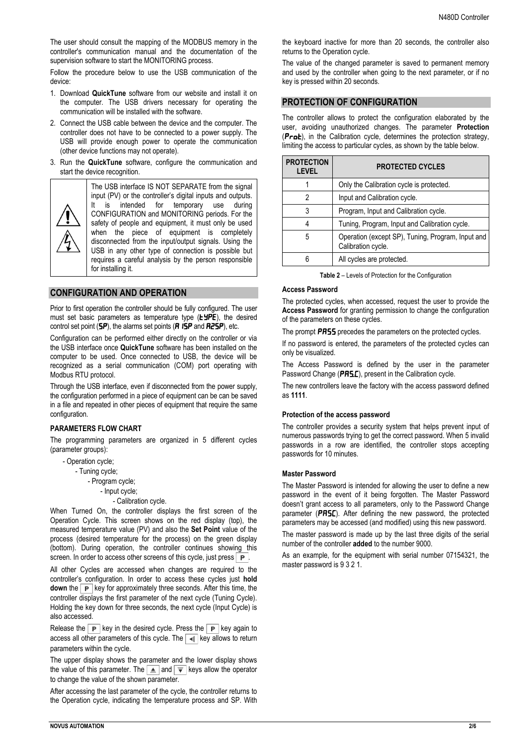The user should consult the mapping of the MODBUS memory in the controller's communication manual and the documentation of the supervision software to start the MONITORING process.

Follow the procedure below to use the USB communication of the device:

1. Download **QuickTune** software from our website and install it on the computer. The USB drivers necessary for operating the communication will be installed with the software.
2. Connect the USB cable between the device and the computer. The controller does not have to be connected to a power supply. The USB will provide enough power to operate the communication (other device functions may not operate).
3. Run the **QuickTune** software, configure the communication and start the device recognition.

> The USB interface IS NOT SEPARATE from the signal input (PV) or the controller's digital inputs and outputs. It is intended for temporary use during CONFIGURATION and MONITORING periods. For the safety of people and equipment, it must only be used when the piece of equipment is completely disconnected from the input/output signals. Using the USB in any other type of connection is possible but requires a careful analysis by the person responsible for installing it.

## CONFIGURATION AND OPERATION

Prior to first operation the controller should be fully configured. The user must set basic parameters as temperature type (**tYPE**), the desired control set point (**SP**), the alarms set points (**A1SP** and **A2SP**), etc.

Configuration can be performed either directly on the controller or via the USB interface once **QuickTune** software has been installed on the computer to be used. Once connected to USB, the device will be recognized as a serial communication (COM) port operating with Modbus RTU protocol.

Through the USB interface, even if disconnected from the power supply, the configuration performed in a piece of equipment can be can be saved in a file and repeated in other pieces of equipment that require the same configuration.

### PARAMETERS FLOW CHART

The programming parameters are organized in 5 different cycles (parameter groups):

- Operation cycle;
  - Tuning cycle;
    - Program cycle;
      - Input cycle;
        - Calibration cycle.

When Turned On, the controller displays the first screen of the Operation Cycle. This screen shows on the red display (top), the measured temperature value (PV) and also the **Set Point** value of the process (desired temperature for the process) on the green display (bottom). During operation, the controller continues showing this screen. In order to access other screens of this cycle, just press **P**.

All other Cycles are accessed when changes are required to the controller's configuration. In order to access these cycles just **hold down** the **P** key for approximately three seconds. After this time, the controller displays the first parameter of the next cycle (Tuning Cycle). Holding the key down for three seconds, the next cycle (Input Cycle) is also accessed.

Release the **P** key in the desired cycle. Press the **P** key again to access all other parameters of this cycle. The **◄** key allows to return parameters within the cycle.

The upper display shows the parameter and the lower display shows the value of this parameter. The **▲** and **▼** keys allow the operator to change the value of the shown parameter.

After accessing the last parameter of the cycle, the controller returns to the Operation cycle, indicating the temperature process and SP. With the keyboard inactive for more than 20 seconds, the controller also returns to the Operation cycle.

The value of the changed parameter is saved to permanent memory and used by the controller when going to the next parameter, or if no key is pressed within 20 seconds.

## PROTECTION OF CONFIGURATION

The controller allows to protect the configuration elaborated by the user, avoiding unauthorized changes. The parameter **Protection** (**Prot**), in the Calibration cycle, determines the protection strategy, limiting the access to particular cycles, as shown by the table below.

| PROTECTION LEVEL | PROTECTED CYCLES |
|---|---|
| 1 | Only the Calibration cycle is protected. |
| 2 | Input and Calibration cycle. |
| 3 | Program, Input and Calibration cycle. |
| 4 | Tuning, Program, Input and Calibration cycle. |
| 5 | Operation (except SP), Tuning, Program, Input and Calibration cycle. |
| 6 | All cycles are protected. |

**Table 2** – Levels of Protection for the Configuration

### Access Password

The protected cycles, when accessed, request the user to provide the **Access Password** for granting permission to change the configuration of the parameters on these cycles.

The prompt **PASS** precedes the parameters on the protected cycles.

If no password is entered, the parameters of the protected cycles can only be visualized.

The Access Password is defined by the user in the parameter Password Change (**PASC**), present in the Calibration cycle.

The new controllers leave the factory with the access password defined as **1111**.

### Protection of the access password

The controller provides a security system that helps prevent input of numerous passwords trying to get the correct password. When 5 invalid passwords in a row are identified, the controller stops accepting passwords for 10 minutes.

### Master Password

The Master Password is intended for allowing the user to define a new password in the event of it being forgotten. The Master Password doesn't grant access to all parameters, only to the Password Change parameter (**PASC**). After defining the new password, the protected parameters may be accessed (and modified) using this new password.

The master password is made up by the last three digits of the serial number of the controller **added** to the number 9000.

As an example, for the equipment with serial number 07154321, the master password is 9 3 2 1.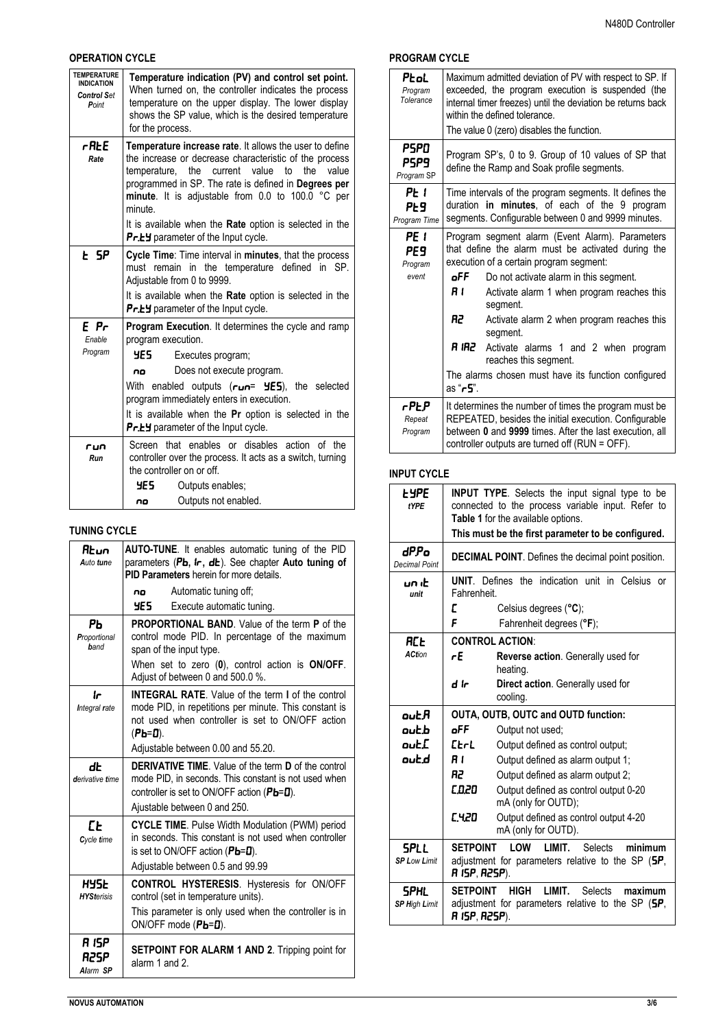## OPERATION CYCLE

| | |
|---|---|
| **TEMPERATURE INDICATION** *Control Set Point* | **Temperature indication (PV) and control set point.** When turned on, the controller indicates the process temperature on the upper display. The lower display shows the SP value, which is the desired temperature for the process. |
| **rAtE** *Rate* | **Temperature increase rate**. It allows the user to define the increase or decrease characteristic of the process temperature, the current value to the value programmed in SP. The rate is defined in **Degrees per minute**. It is adjustable from 0.0 to 100.0 °C per minute.<br><br>It is available when the **Rate** option is selected in the **Pr.tY** parameter of the Input cycle. |
| **t SP** | **Cycle Time**: Time interval in **minutes**, that the process must remain in the temperature defined in SP. Adjustable from 0 to 9999.<br><br>It is available when the **Rate** option is selected in the **Pr.tY** parameter of the Input cycle. |
| **E Pr** *Enable Program* | **Program Execution**. It determines the cycle and ramp program execution.<br>**YES** Executes program;<br>**no** Does not execute program.<br><br>With enabled outputs (**run**= **YES**), the selected program immediately enters in execution.<br><br>It is available when the **Pr** option is selected in the **Pr.tY** parameter of the Input cycle. |
| **run** *Run* | Screen that enables or disables action of the controller over the process. It acts as a switch, turning the controller on or off.<br>**YES** Outputs enables;<br>**no** Outputs not enabled. |

## TUNING CYCLE

| | |
|---|---|
| **Atun** *Auto tune* | **AUTO-TUNE**. It enables automatic tuning of the PID parameters (**Pb, Ir, dt**). See chapter **Auto tuning of PID Parameters** herein for more details.<br>**no** Automatic tuning off;<br>**YES** Execute automatic tuning. |
| **Pb** *Proportional band* | **PROPORTIONAL BAND**. Value of the term **P** of the control mode PID. In percentage of the maximum span of the input type.<br><br>When set to zero (**0**), control action is **ON/OFF**. Adjust of between 0 and 500.0 %. |
| **Ir** *Integral rate* | **INTEGRAL RATE**. Value of the term **I** of the control mode PID, in repetitions per minute. This constant is not used when controller is set to ON/OFF action (**Pb**=**0**).<br><br>Adjustable between 0.00 and 55.20. |
| **dt** *derivative time* | **DERIVATIVE TIME**. Value of the term **D** of the control mode PID, in seconds. This constant is not used when controller is set to ON/OFF action (**Pb**=**0**).<br><br>Ajustable between 0 and 250. |
| **Ct** *Cycle time* | **CYCLE TIME**. Pulse Width Modulation (PWM) period in seconds. This constant is not used when controller is set to ON/OFF action (**Pb**=**0**).<br><br>Adjustable between 0.5 and 99.99 |
| **HYSt** *HYSterisis* | **CONTROL HYSTERESIS**. Hysteresis for ON/OFF control (set in temperature units).<br><br>This parameter is only used when the controller is in ON/OFF mode (**Pb**=**0**). |
| **A1SP** **A2SP** *Alarm SP* | **SETPOINT FOR ALARM 1 AND 2**. Tripping point for alarm 1 and 2. |

## PROGRAM CYCLE

| | |
|---|---|
| **PtoL** *Program Tolerance* | Maximum admitted deviation of PV with respect to SP. If exceeded, the program execution is suspended (the internal timer freezes) until the deviation be returns back within the defined tolerance.<br><br>The value 0 (zero) disables the function. |
| **PSP0** **PSP9** *Program SP* | Program SP's, 0 to 9. Group of 10 values of SP that define the Ramp and Soak profile segments. |
| **Pt1** **Pt9** *Program Time* | Time intervals of the program segments. It defines the duration **in minutes**, of each of the 9 program segments. Configurable between 0 and 9999 minutes. |
| **PE1** **PE9** *Program event* | Program segment alarm (Event Alarm). Parameters that define the alarm must be activated during the execution of a certain program segment:<br>**oFF** Do not activate alarm in this segment.<br>**A1** Activate alarm 1 when program reaches this segment.<br>**A2** Activate alarm 2 when program reaches this segment.<br>**A1A2** Activate alarms 1 and 2 when program reaches this segment.<br><br>The alarms chosen must have its function configured as "**rS**". |
| **rPtP** *Repeat Program* | It determines the number of times the program must be REPEATED, besides the initial execution. Configurable between **0** and **9999** times. After the last execution, all controller outputs are turned off (RUN = OFF). |

## INPUT CYCLE

| | |
|---|---|
| **tYPE** *tYPE* | **INPUT TYPE**. Selects the input signal type to be connected to the process variable input. Refer to **Table 1** for the available options.<br>**This must be the first parameter to be configured.** |
| **dP.Po** *Decimal Point* | **DECIMAL POINT**. Defines the decimal point position. |
| **unit** *unit* | **UNIT**. Defines the indication unit in Celsius or Fahrenheit.<br>**C** Celsius degrees (**°C**);<br>**F** Fahrenheit degrees (**°F**); |
| **ACt** *ACtion* | **CONTROL ACTION**:<br>**rE** **Reverse action**. Generally used for heating.<br>**dIr** **Direct action**. Generally used for cooling. |
| **out.A** **out.b** **out.C** **out.d** | **OUTA, OUTB, OUTC and OUTD function:**<br>**oFF** Output not used;<br>**CtrL** Output defined as control output;<br>**A1** Output defined as alarm output 1;<br>**A2** Output defined as alarm output 2;<br>**C.020** Output defined as control output 0-20 mA (only for OUTD);<br>**C.420** Output defined as control output 4-20 mA (only for OUTD). |
| **SPLL** *SP Low Limit* | **SETPOINT LOW LIMIT.** Selects **minimum** adjustment for parameters relative to the SP (**SP**, **A1SP**, **A2SP**). |
| **SPHL** *SP High Limit* | **SETPOINT HIGH LIMIT.** Selects **maximum** adjustment for parameters relative to the SP (**SP**, **A1SP**, **A2SP**). |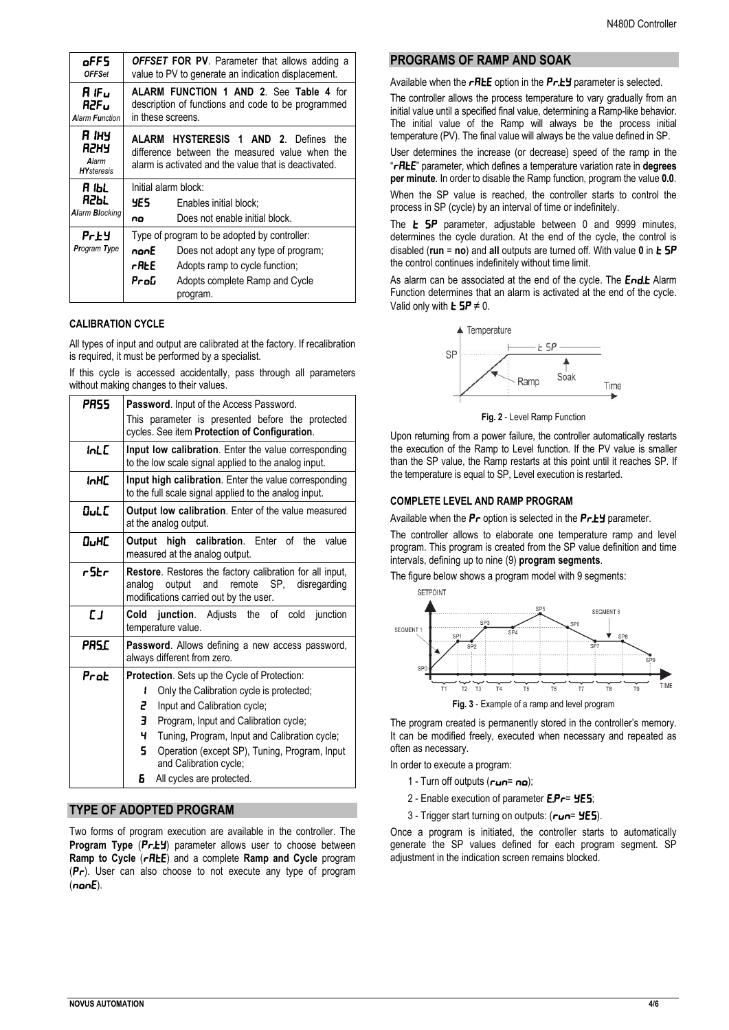| | |
|---|---|
| **oFFS** *OFFSet* | ***OFFSET* FOR PV**. Parameter that allows adding a value to PV to generate an indication displacement. |
| **A1Fu A2Fu** ***A**larm **F**unction* | **ALARM FUNCTION 1 AND 2**. See **Table 4** for description of functions and code to be programmed in these screens. |
| **A1HY A2HY** ***A**larm **HY**steresis* | **ALARM HYSTERESIS 1 AND 2**. Defines the difference between the measured value when the alarm is activated and the value that is deactivated. |
| **A1bL A2bL** ***A**larm **Bl**ocking* | Initial alarm block:<br>**YES** Enables initial block;<br>**no** Does not enable initial block. |
| **Pr.tY** ***P**rogram **Ty**pe* | Type of program to be adopted by controller:<br>**nonE** Does not adopt any type of program;<br>**rAtE** Adopts ramp to cycle function;<br>**ProG** Adopts complete Ramp and Cycle program. |

**CALIBRATION CYCLE**

All types of input and output are calibrated at the factory. If recalibration is required, it must be performed by a specialist.

If this cycle is accessed accidentally, pass through all parameters without making changes to their values.

| | |
|---|---|
| **PASS** | **Password**. Input of the Access Password.<br>This parameter is presented before the protected cycles. See item **Protection of Configuration**. |
| **InLC** | **Input low calibration**. Enter the value corresponding to the low scale signal applied to the analog input. |
| **InHC** | **Input high calibration**. Enter the value corresponding to the full scale signal applied to the analog input. |
| **OuLC** | **Output low calibration**. Enter of the value measured at the analog output. |
| **OuHC** | **Output high calibration**. Enter of the value measured at the analog output. |
| **rStr** | **Restore**. Restores the factory calibration for all input, analog output and remote SP, disregarding modifications carried out by the user. |
| **CJ** | **Cold junction**. Adjusts the of cold junction temperature value. |
| **PAS.C** | **Password**. Allows defining a new access password, always different from zero. |
| **Prot** | **Protection**. Sets up the Cycle of Protection:<br>**1** Only the Calibration cycle is protected;<br>**2** Input and Calibration cycle;<br>**3** Program, Input and Calibration cycle;<br>**4** Tuning, Program, Input and Calibration cycle;<br>**5** Operation (except SP), Tuning, Program, Input and Calibration cycle;<br>**6** All cycles are protected. |

## TYPE OF ADOPTED PROGRAM

Two forms of program execution are available in the controller. The **Program Type** (**Pr.tY**) parameter allows user to choose between **Ramp to Cycle** (**rAtE**) and a complete **Ramp and Cycle** program (**Pr**). User can also choose to not execute any type of program (**nonE**).

## PROGRAMS OF RAMP AND SOAK

Available when the **rAtE** option in the **Pr.tY** parameter is selected.

The controller allows the process temperature to vary gradually from an initial value until a specified final value, determining a Ramp-like behavior. The initial value of the Ramp will always be the process initial temperature (PV). The final value will always be the value defined in SP.

User determines the increase (or decrease) speed of the ramp in the "**rAtE**" parameter, which defines a temperature variation rate in **degrees per minute**. In order to disable the Ramp function, program the value **0.0**.

When the SP value is reached, the controller starts to control the process in SP (cycle) by an interval of time or indefinitely.

The **t SP** parameter, adjustable between 0 and 9999 minutes, determines the cycle duration. At the end of the cycle, the control is disabled (**run** = **no**) and **all** outputs are turned off. With value **0** in **t SP** the control continues indefinitely without time limit.

As alarm can be associated at the end of the cycle. The **End.t** Alarm Function determines that an alarm is activated at the end of the cycle. Valid only with **t SP** ≠ 0.

**Fig. 2** - Level Ramp Function

Upon returning from a power failure, the controller automatically restarts the execution of the Ramp to Level function. If the PV value is smaller than the SP value, the Ramp restarts at this point until it reaches SP. If the temperature is equal to SP, Level execution is restarted.

**COMPLETE LEVEL AND RAMP PROGRAM**

Available when the **Pr** option is selected in the **Pr.tY** parameter.

The controller allows to elaborate one temperature ramp and level program. This program is created from the SP value definition and time intervals, defining up to nine (9) **program segments**.

The figure below shows a program model with 9 segments:

**Fig. 3** - Example of a ramp and level program

The program created is permanently stored in the controller's memory. It can be modified freely, executed when necessary and repeated as often as necessary.

In order to execute a program:

1 - Turn off outputs (**run**= **no**);

2 - Enable execution of parameter **E.Pr**= **YES**;

3 - Trigger start turning on outputs: (**run**= **YES**).

Once a program is initiated, the controller starts to automatically generate the SP values defined for each program segment. SP adjustment in the indication screen remains blocked.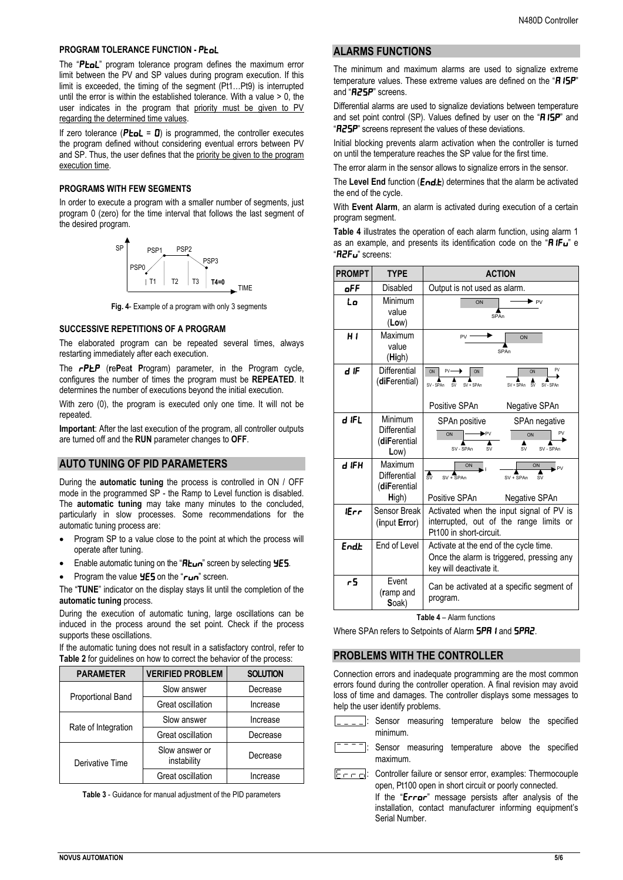### PROGRAM TOLERANCE FUNCTION - PtoL

The "**PtoL**" program tolerance program defines the maximum error limit between the PV and SP values during program execution. If this limit is exceeded, the timing of the segment (Pt1…Pt9) is interrupted until the error is within the established tolerance. With a value > 0, the user indicates in the program that priority must be given to PV regarding the determined time values.

If zero tolerance (**PtoL** = **0**) is programmed, the controller executes the program defined without considering eventual errors between PV and SP. Thus, the user defines that the priority be given to the program execution time.

### PROGRAMS WITH FEW SEGMENTS

In order to execute a program with a smaller number of segments, just program 0 (zero) for the time interval that follows the last segment of the desired program.

**Fig. 4**- Example of a program with only 3 segments

### SUCCESSIVE REPETITIONS OF A PROGRAM

The elaborated program can be repeated several times, always restarting immediately after each execution.

The **rPtP** (**r**e**P**ea**t** **P**rogram) parameter, in the Program cycle, configures the number of times the program must be **REPEATED**. It determines the number of executions beyond the initial execution.

With zero (0), the program is executed only one time. It will not be repeated.

**Important**: After the last execution of the program, all controller outputs are turned off and the **RUN** parameter changes to **OFF**.

## AUTO TUNING OF PID PARAMETERS

During the **automatic tuning** the process is controlled in ON / OFF mode in the programmed SP - the Ramp to Level function is disabled. The **automatic tuning** may take many minutes to the concluded, particularly in slow processes. Some recommendations for the automatic tuning process are:

- Program SP to a value close to the point at which the process will operate after tuning.
- Enable automatic tuning on the "**Atun**" screen by selecting **YES**.
- Program the value **YES** on the "**run**" screen.

The "**TUNE**" indicator on the display stays lit until the completion of the **automatic tuning** process.

During the execution of automatic tuning, large oscillations can be induced in the process around the set point. Check if the process supports these oscillations.

If the automatic tuning does not result in a satisfactory control, refer to **Table 2** for guidelines on how to correct the behavior of the process:

| PARAMETER | VERIFIED PROBLEM | SOLUTION |
|---|---|---|
| Proportional Band | Slow answer | Decrease |
| | Great oscillation | Increase |
| Rate of Integration | Slow answer | Increase |
| | Great oscillation | Decrease |
| Derivative Time | Slow answer or instability | Decrease |
| | Great oscillation | Increase |

**Table 3** - Guidance for manual adjustment of the PID parameters

## ALARMS FUNCTIONS

The minimum and maximum alarms are used to signalize extreme temperature values. These extreme values are defined on the "**A1SP**" and "**A2SP**" screens.

Differential alarms are used to signalize deviations between temperature and set point control (SP). Values defined by user on the "**A1SP**" and "**A2SP**" screens represent the values of these deviations.

Initial blocking prevents alarm activation when the controller is turned on until the temperature reaches the SP value for the first time.

The error alarm in the sensor allows to signalize errors in the sensor.

The **Level End** function (**End.t**) determines that the alarm be activated the end of the cycle.

With **Event Alarm**, an alarm is activated during execution of a certain program segment.

**Table 4** illustrates the operation of each alarm function, using alarm 1 as an example, and presents its identification code on the "**A1Fu**" e "**A2Fu**" screens:

| PROMPT | TYPE | ACTION |
|---|---|---|
| oFF | Disabled | Output is not used as alarm. |
| Lo | Minimum value (**Lo**w) | |
| HI | Maximum value (**Hi**gh) | |
| dIF | Differential (**diF**erential) | Positive SPAn / Negative SPAn |
| dIFL | Minimum Differential (**diF**erential **L**ow) | SPAn positive / SPAn negative |
| dIFH | Maximum Differential (**diF**erential **H**igh) | Positive SPAn / Negative SPAn |
| IErr | Sensor Break (**i**nput **Err**or) | Activated when the input signal of PV is interrupted, out of the range limits or Pt100 in short-circuit. |
| Endt | End of Level | Activate at the end of the cycle time. Once the alarm is triggered, pressing any key will deactivate it. |
| rS | Event (**r**amp and **S**oak) | Can be activated at a specific segment of program. |

**Table 4** – Alarm functions

Where SPAn refers to Setpoints of Alarm **SPA1** and **SPA2**.

## PROBLEMS WITH THE CONTROLLER

Connection errors and inadequate programming are the most common errors found during the controller operation. A final revision may avoid loss of time and damages. The controller displays some messages to help the user identify problems.

**\_ \_ \_ \_**: Sensor measuring temperature below the specified minimum.

**‾ ‾ ‾ ‾**: Sensor measuring temperature above the specified maximum.

**Erro**: Controller failure or sensor error, examples: Thermocouple open, Pt100 open in short circuit or poorly connected.
If the "**Error**" message persists after analysis of the installation, contact manufacturer informing equipment's Serial Number.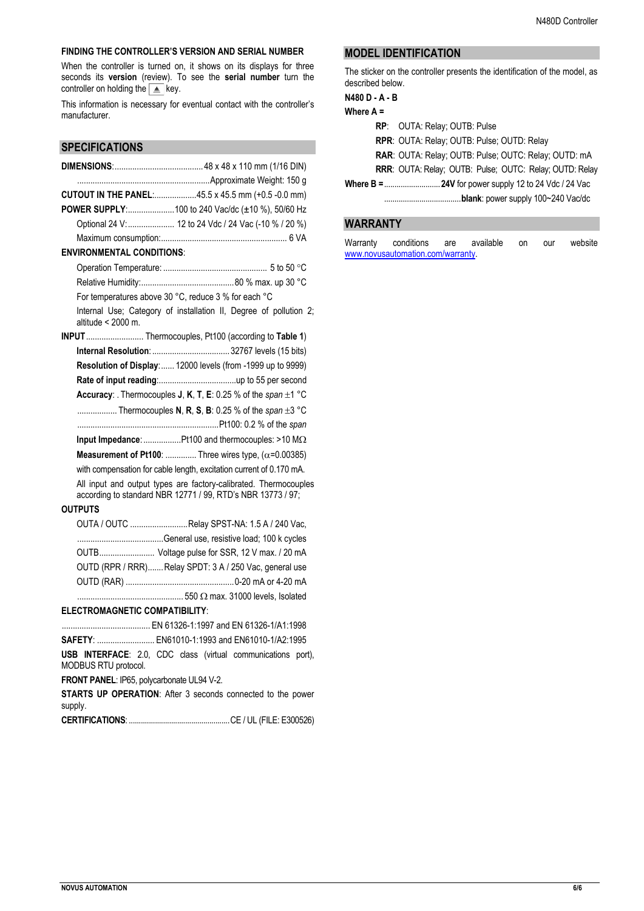#### FINDING THE CONTROLLER'S VERSION AND SERIAL NUMBER

When the controller is turned on, it shows on its displays for three seconds its **version** (review). To see the **serial number** turn the controller on holding the ▲ key.

This information is necessary for eventual contact with the controller's manufacturer.

## SPECIFICATIONS

**DIMENSIONS**: 48 x 48 x 110 mm (1/16 DIN)
Approximate Weight: 150 g

**CUTOUT IN THE PANEL**: 45.5 x 45.5 mm (+0.5 -0.0 mm)

**POWER SUPPLY**: 100 to 240 Vac/dc (±10 %), 50/60 Hz
Optional 24 V: 12 to 24 Vdc / 24 Vac (-10 % / 20 %)
Maximum consumption: 6 VA

**ENVIRONMENTAL CONDITIONS**:
Operation Temperature: 5 to 50 °C
Relative Humidity: 80 % max. up 30 °C
For temperatures above 30 °C, reduce 3 % for each °C
Internal Use; Category of installation II, Degree of pollution 2; altitude < 2000 m.

**INPUT** Thermocouples, Pt100 (according to **Table 1**)
**Internal Resolution**: 32767 levels (15 bits)
**Resolution of Display**: 12000 levels (from -1999 up to 9999)
**Rate of input reading**: up to 55 per second
**Accuracy**: Thermocouples **J**, **K**, **T**, **E**: 0.25 % of the *span* ±1 °C
Thermocouples **N**, **R**, **S**, **B**: 0.25 % of the *span* ±3 °C
Pt100: 0.2 % of the *span*
**Input Impedance**: Pt100 and thermocouples: >10 MΩ
**Measurement of Pt100**: Three wires type, ($\alpha$=0.00385)
with compensation for cable length, excitation current of 0.170 mA.
All input and output types are factory-calibrated. Thermocouples according to standard NBR 12771 / 99, RTD's NBR 13773 / 97;

**OUTPUTS**
OUTA / OUTC Relay SPST-NA: 1.5 A / 240 Vac,
General use, resistive load; 100 k cycles
OUTB Voltage pulse for SSR, 12 V max. / 20 mA
OUTD (RPR / RRR) Relay SPDT: 3 A / 250 Vac, general use
OUTD (RAR) 0-20 mA or 4-20 mA
550 Ω max. 31000 levels, Isolated

**ELECTROMAGNETIC COMPATIBILITY**:
EN 61326-1:1997 and EN 61326-1/A1:1998

**SAFETY**: EN61010-1:1993 and EN61010-1/A2:1995

**USB INTERFACE**: 2.0, CDC class (virtual communications port), MODBUS RTU protocol.

**FRONT PANEL**: IP65, polycarbonate UL94 V-2.

**STARTS UP OPERATION**: After 3 seconds connected to the power supply.

**CERTIFICATIONS**: CE / UL (FILE: E300526)

## MODEL IDENTIFICATION

The sticker on the controller presents the identification of the model, as described below.

**N480 D - A - B**

**Where A =**

- **RP**: OUTA: Relay; OUTB: Pulse
- **RPR**: OUTA: Relay; OUTB: Pulse; OUTD: Relay
- **RAR**: OUTA: Relay; OUTB: Pulse; OUTC: Relay; OUTD: mA
- **RRR**: OUTA: Relay; OUTB: Pulse; OUTC: Relay; OUTD: Relay

**Where B =** **24V** for power supply 12 to 24 Vdc / 24 Vac
**blank**: power supply 100~240 Vac/dc

## WARRANTY

Warranty conditions are available on our website www.novusautomation.com/warranty.